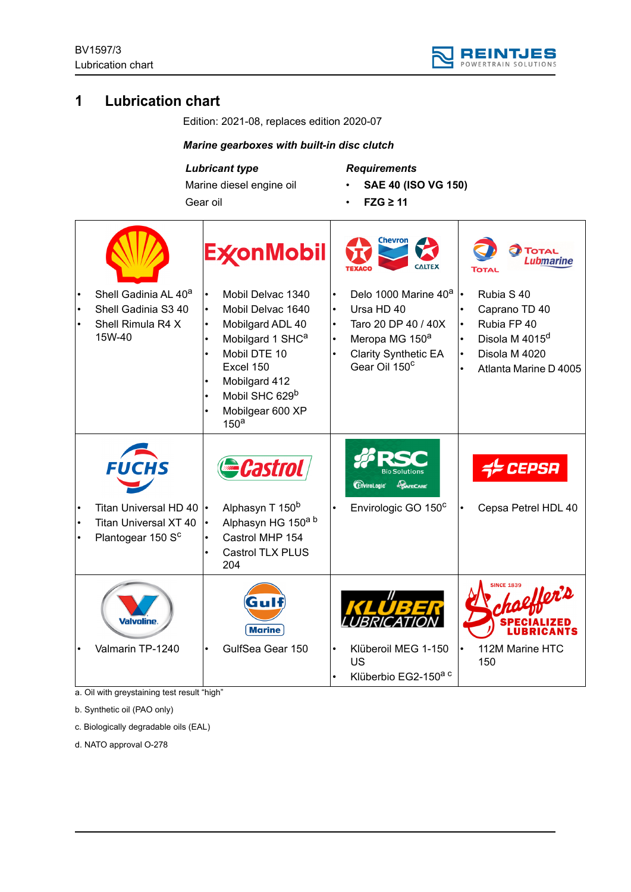# 1 Lubrication chart

Edition: 2021-08, replaces edition 2020-07

***Marine gearboxes with built-in disc clutch***

| *Lubricant type* | *Requirements* |
|---|---|
| Marine diesel engine oil | • **SAE 40 (ISO VG 150)** |
| Gear oil | • **FZG ≥ 11** |

| Shell | ExxonMobil | Texaco / Chevron / Caltex | Total / Total Lubmarine |
|---|---|---|---|
| • Shell Gadinia AL 40[a]<br>• Shell Gadinia S3 40<br>• Shell Rimula R4 X 15W-40 | • Mobil Delvac 1340<br>• Mobil Delvac 1640<br>• Mobilgard ADL 40<br>• Mobilgard 1 SHC[a]<br>• Mobil DTE 10 Excel 150<br>• Mobilgard 412<br>• Mobil SHC 629[b]<br>• Mobilgear 600 XP 150[a] | • Delo 1000 Marine 40[a]<br>• Ursa HD 40<br>• Taro 20 DP 40 / 40X<br>• Meropa MG 150[a]<br>• Clarity Synthetic EA Gear Oil 150[c] | • Rubia S 40<br>• Caprano TD 40<br>• Rubia FP 40<br>• Disola M 4015[d]<br>• Disola M 4020<br>• Atlanta Marine D 4005 |
| **Fuchs** | **Castrol** | **RSC Bio Solutions** | **Cepsa** |
| • Titan Universal HD 40<br>• Titan Universal XT 40<br>• Plantogear 150 S[c] | • Alphasyn T 150[b]<br>• Alphasyn HG 150[a b]<br>• Castrol MHP 154<br>• Castrol TLX PLUS 204 | • Envirologic GO 150[c] | • Cepsa Petrel HDL 40 |
| **Valvoline** | **Gulf Marine** | **Klüber Lubrication** | **Schaeffer's Specialized Lubricants** |
| • Valmarin TP-1240 | • GulfSea Gear 150 | • Klüberoil MEG 1-150 US<br>• Klüberbio EG2-150[a c] | • 112M Marine HTC 150 |

a. Oil with greystaining test result "high"

b. Synthetic oil (PAO only)

c. Biologically degradable oils (EAL)

d. NATO approval O-278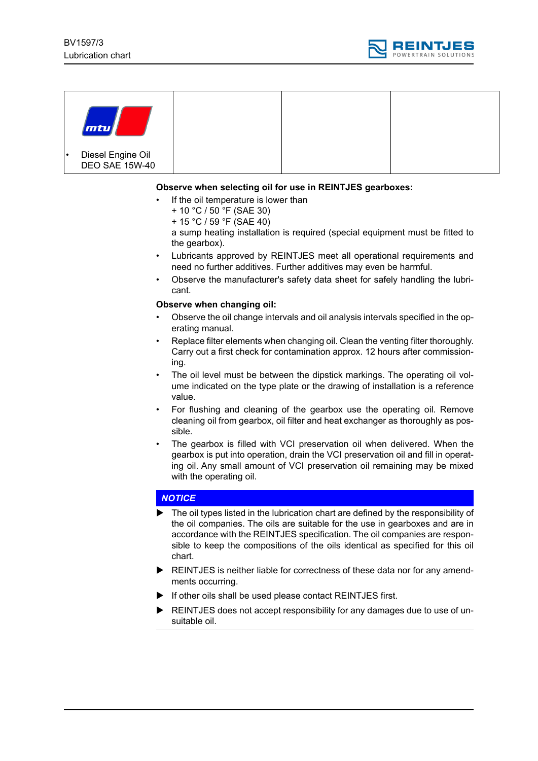| mtu<br>• Diesel Engine Oil DEO SAE 15W-40 | | | |
|---|---|---|---|

**Observe when selecting oil for use in REINTJES gearboxes:**

- If the oil temperature is lower than
  + 10 °C / 50 °F (SAE 30)
  + 15 °C / 59 °F (SAE 40)
  a sump heating installation is required (special equipment must be fitted to the gearbox).
- Lubricants approved by REINTJES meet all operational requirements and need no further additives. Further additives may even be harmful.
- Observe the manufacturer's safety data sheet for safely handling the lubricant.

**Observe when changing oil:**

- Observe the oil change intervals and oil analysis intervals specified in the operating manual.
- Replace filter elements when changing oil. Clean the venting filter thoroughly. Carry out a first check for contamination approx. 12 hours after commissioning.
- The oil level must be between the dipstick markings. The operating oil volume indicated on the type plate or the drawing of installation is a reference value.
- For flushing and cleaning of the gearbox use the operating oil. Remove cleaning oil from gearbox, oil filter and heat exchanger as thoroughly as possible.
- The gearbox is filled with VCI preservation oil when delivered. When the gearbox is put into operation, drain the VCI preservation oil and fill in operating oil. Any small amount of VCI preservation oil remaining may be mixed with the operating oil.

***NOTICE***

- ▶ The oil types listed in the lubrication chart are defined by the responsibility of the oil companies. The oils are suitable for the use in gearboxes and are in accordance with the REINTJES specification. The oil companies are responsible to keep the compositions of the oils identical as specified for this oil chart.
- ▶ REINTJES is neither liable for correctness of these data nor for any amendments occurring.
- ▶ If other oils shall be used please contact REINTJES first.
- ▶ REINTJES does not accept responsibility for any damages due to use of unsuitable oil.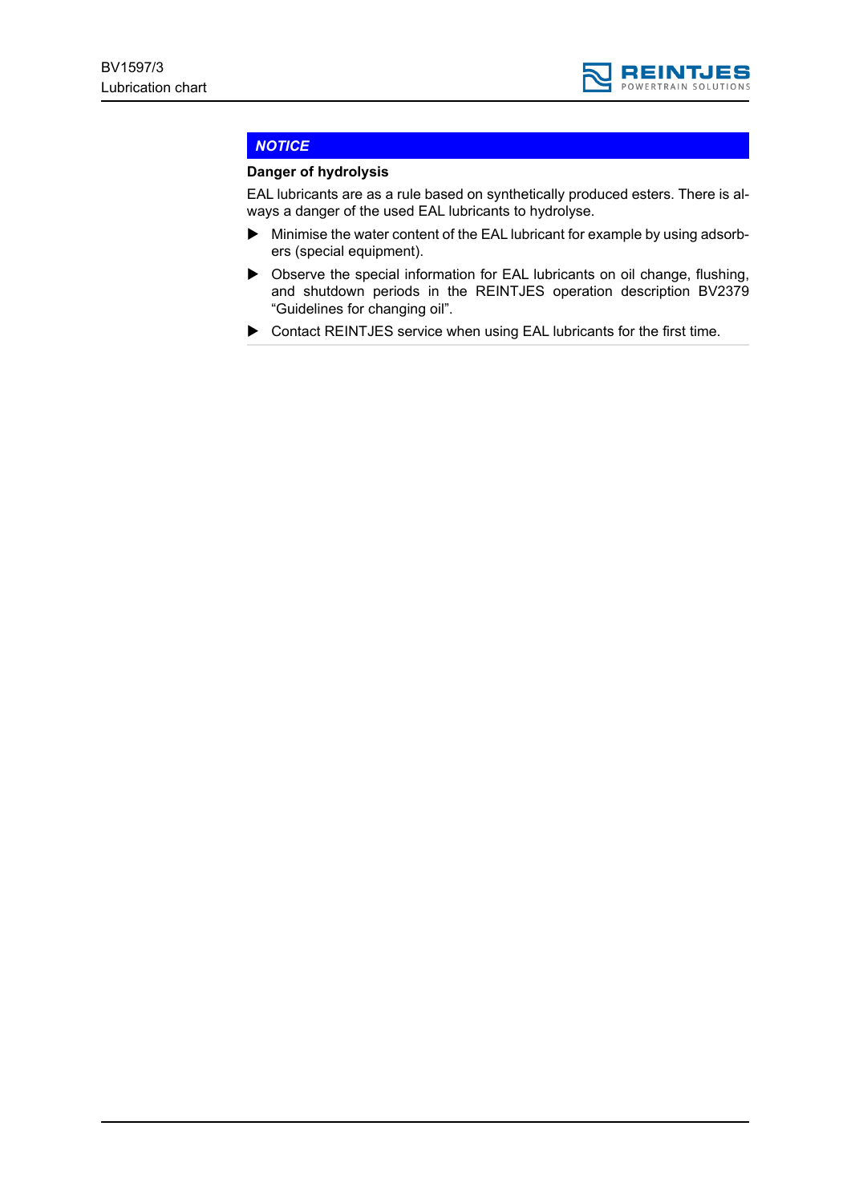***NOTICE***

**Danger of hydrolysis**

EAL lubricants are as a rule based on synthetically produced esters. There is always a danger of the used EAL lubricants to hydrolyse.

- Minimise the water content of the EAL lubricant for example by using adsorbers (special equipment).
- Observe the special information for EAL lubricants on oil change, flushing, and shutdown periods in the REINTJES operation description BV2379 “Guidelines for changing oil”.
- Contact REINTJES service when using EAL lubricants for the first time.